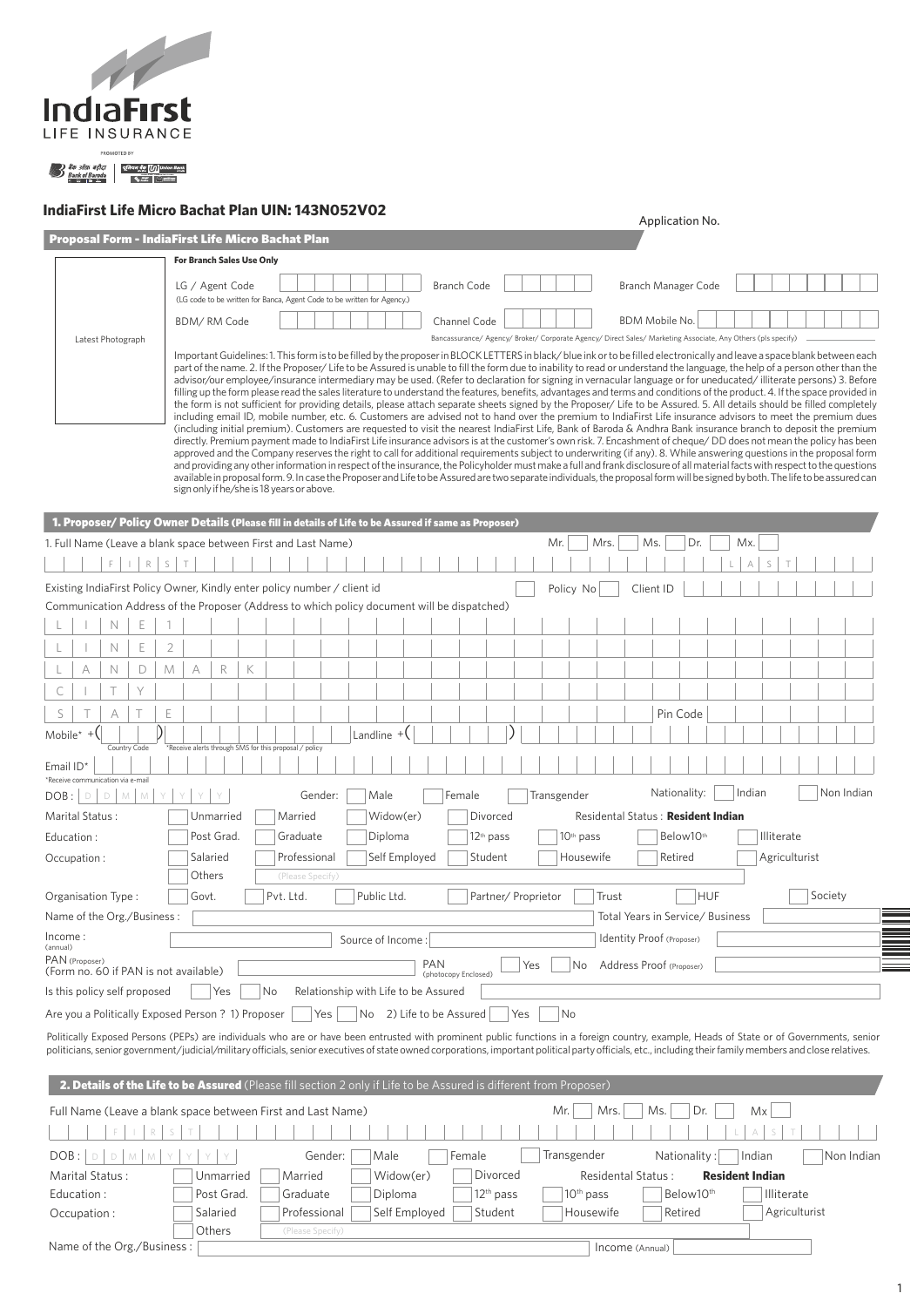IndiaFirst
LIFE INSURANCE

PROMOTED BY

Bank of Baroda | Union Bank

## IndiaFirst Life Micro Bachat Plan UIN: 143N052V02

Application No.

### Proposal Form - IndiaFirst Life Micro Bachat Plan

**For Branch Sales Use Only**

Latest Photograph

LG / Agent Code
(LG code to be written for Banca, Agent Code to be written for Agency.)

Branch Code

Branch Manager Code

BDM/ RM Code

Channel Code

BDM Mobile No.

Bancassurance/ Agency/ Broker/ Corporate Agency/ Direct Sales/ Marketing Associate, Any Others (pls specify)

Important Guidelines: 1. This form is to be filled by the proposer in BLOCK LETTERS in black/ blue ink or to be filled electronically and leave a space blank between each part of the name. 2. If the Proposer/ Life to be Assured is unable to fill the form due to inability to read or understand the language, the help of a person other than the advisor/our employee/insurance intermediary may be used. (Refer to declaration for signing in vernacular language or for uneducated/ illiterate persons) 3. Before filling up the form please read the sales literature to understand the features, benefits, advantages and terms and conditions of the product. 4. If the space provided in the form is not sufficient for providing details, please attach separate sheets signed by the Proposer/ Life to be Assured. 5. All details should be filled completely including email ID, mobile number, etc. 6. Customers are advised not to hand over the premium to IndiaFirst Life insurance advisors to meet the premium dues (including initial premium). Customers are requested to visit the nearest IndiaFirst Life, Bank of Baroda & Andhra Bank insurance branch to deposit the premium directly. Premium payment made to IndiaFirst Life insurance advisors is at the customer's own risk. 7. Encashment of cheque/ DD does not mean the policy has been approved and the Company reserves the right to call for additional requirements subject to underwriting (if any). 8. While answering questions in the proposal form and providing any other information in respect of the insurance, the Policyholder must make a full and frank disclosure of all material facts with respect to the questions available in proposal form. 9. In case the Proposer and Life to be Assured are two separate individuals, the proposal form will be signed by both. The life to be assured can sign only if he/she is 18 years or above.

### 1. Proposer/ Policy Owner Details (Please fill in details of Life to be Assured if same as Proposer)

1. Full Name (Leave a blank space between First and Last Name) Mr. / Mrs. / Ms. / Dr. / Mx.

FIRST ... LAST

Existing IndiaFirst Policy Owner, Kindly enter policy number / client id ☐ Policy No ☐ Client ID

Communication Address of the Proposer (Address to which policy document will be dispatched)

LINE 1

LINE 2

LANDMARK

CITY

STATE — Pin Code

Mobile* +( ) Country Code — *Receive alerts through SMS for this proposal / policy — Landline +( )

Email ID*
*Receive communication via e-mail

DOB: DD MM YYYY — Gender: ☐ Male ☐ Female ☐ Transgender — Nationality: ☐ Indian ☐ Non Indian

Marital Status: ☐ Unmarried ☐ Married ☐ Widow(er) ☐ Divorced — Residental Status : **Resident Indian**

Education: ☐ Post Grad. ☐ Graduate ☐ Diploma ☐ $12^{th}$ pass ☐ $10^{th}$ pass ☐ Below$10^{th}$ ☐ Illiterate

Occupation: ☐ Salaried ☐ Professional ☐ Self Employed ☐ Student ☐ Housewife ☐ Retired ☐ Agriculturist ☐ Others (Please Specify)

Organisation Type: ☐ Govt. ☐ Pvt. Ltd. ☐ Public Ltd. ☐ Partner/ Proprietor ☐ Trust ☐ HUF ☐ Society

Name of the Org./Business: — Total Years in Service/ Business

Income: (annual) — Source of Income: — Identity Proof (Proposer)

PAN (Proposer) (Form no. 60 if PAN is not available) — PAN (photocopy Enclosed) ☐ Yes ☐ No — Address Proof (Proposer)

Is this policy self proposed ☐ Yes ☐ No — Relationship with Life to be Assured

Are you a Politically Exposed Person ? 1) Proposer ☐ Yes ☐ No 2) Life to be Assured ☐ Yes ☐ No

Politically Exposed Persons (PEPs) are individuals who are or have been entrusted with prominent public functions in a foreign country, example, Heads of State or of Governments, senior politicians, senior government/judicial/military officials, senior executives of state owned corporations, important political party officials, etc., including their family members and close relatives.

### 2. Details of the Life to be Assured (Please fill section 2 only if Life to be Assured is different from Proposer)

Full Name (Leave a blank space between First and Last Name) Mr. / Mrs. / Ms. / Dr. / Mx

FIRST ... LAST

DOB: DD MM YYYY — Gender: ☐ Male ☐ Female ☐ Transgender — Nationality: ☐ Indian ☐ Non Indian

Marital Status: ☐ Unmarried ☐ Married ☐ Widow(er) ☐ Divorced — Residental Status : **Resident Indian**

Education: ☐ Post Grad. ☐ Graduate ☐ Diploma ☐ $12^{th}$ pass ☐ $10^{th}$ pass ☐ Below$10^{th}$ ☐ Illiterate

Occupation: ☐ Salaried ☐ Professional ☐ Self Employed ☐ Student ☐ Housewife ☐ Retired ☐ Agriculturist ☐ Others (Please Specify)

Name of the Org./Business: — Income (Annual)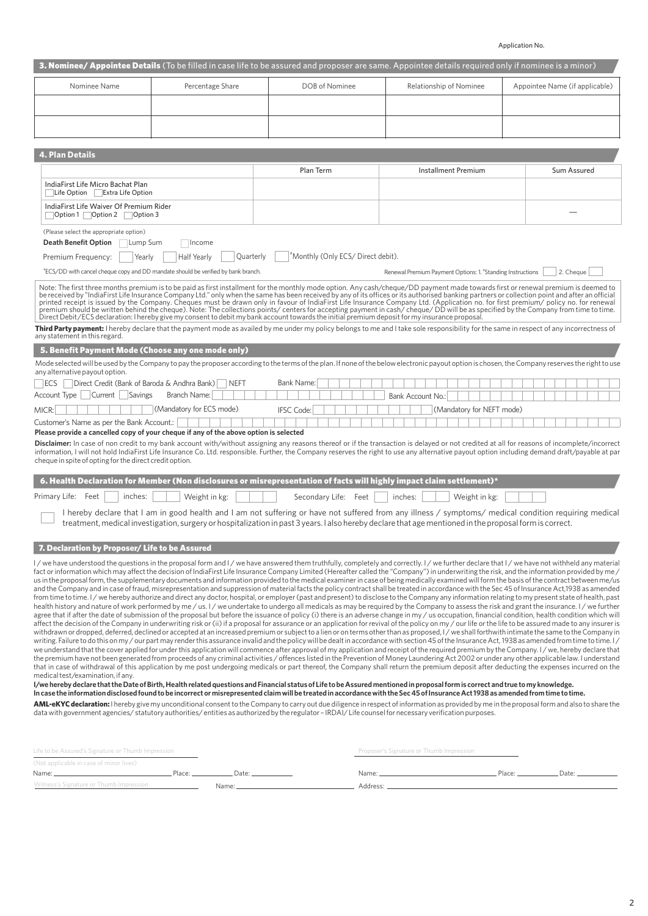Application No.

## 3. Nominee/ Appointee Details (To be filled in case life to be assured and proposer are same. Appointee details required only if nominee is a minor)

| Nominee Name | Percentage Share | DOB of Nominee | Relationship of Nominee | Appointee Name (if applicable) |
|---|---|---|---|---|
| | | | | |
| | | | | |

## 4. Plan Details

| | Plan Term | Installment Premium | Sum Assured |
|---|---|---|---|
| IndiaFirst Life Micro Bachat Plan ☐ Life Option ☐ Extra Life Option | | | |
| IndiaFirst Life Waiver Of Premium Rider ☐ Option 1 ☐ Option 2 ☐ Option 3 | | | — |

(Please select the appropriate option)

**Death Benefit Option** ☐ Lump Sum ☐ Income

Premium Frequency: ☐ Yearly ☐ Half Yearly ☐ Quarterly ☐ #Monthly (Only ECS/ Direct debit).

#ECS/DD with cancel cheque copy and DD mandate should be verified by bank branch.

Renewal Premium Payment Options: 1. #Standing Instructions ☐ 2. Cheque ☐

Note: The first three months premium is to be paid as first installment for the monthly mode option. Any cash/cheque/DD payment made towards first or renewal premium is deemed to be received by "IndiaFirst Life Insurance Company Ltd." only when the same has been received by any of its offices or its authorised banking partners or collection point and after an official printed receipt is issued by the Company. Cheques must be drawn only in favour of IndiaFirst Life Insurance Company Ltd. (Application no. for first premium/ policy no. for renewal premium should be written behind the cheque). Note: The collections points/ centers for accepting payment in cash/ cheque/ DD will be as specified by the Company from time to time. Direct Debit/ECS declaration: I hereby give my consent to debit my bank account towards the initial premium deposit for my insurance proposal.

**Third Party payment:** I hereby declare that the payment mode as availed by me under my policy belongs to me and I take sole responsibility for the same in respect of any incorrectness of any statement in this regard.

## 5. Benefit Payment Mode (Choose any one mode only)

Mode selected will be used by the Company to pay the proposer according to the terms of the plan. If none of the below electronic payout option is chosen, the Company reserves the right to use any alternative payout option.

☐ ECS ☐ Direct Credit (Bank of Baroda & Andhra Bank) ☐ NEFT Bank Name:

Account Type ☐ Current ☐ Savings Branch Name: Bank Account No.:

MICR: (Mandatory for ECS mode) IFSC Code: (Mandatory for NEFT mode)

Customer's Name as per the Bank Account.:

**Please provide a cancelled copy of your cheque if any of the above option is selected**

**Disclaimer:** In case of non credit to my bank account with/without assigning any reasons thereof or if the transaction is delayed or not credited at all for reasons of incomplete/incorrect information, I will not hold IndiaFirst Life Insurance Co. Ltd. responsible. Further, the Company reserves the right to use any alternative payout option including demand draft/payable at par cheque in spite of opting for the direct credit option.

## 6. Health Declaration for Member (Non disclosures or misrepresentation of facts will highly impact claim settlement)*

Primary Life: Feet ___ inches: ___ Weight in kg: ___ Secondary Life: Feet ___ inches: ___ Weight in kg: ___

☐ I hereby declare that I am in good health and I am not suffering or have not suffered from any illness / symptoms/ medical condition requiring medical treatment, medical investigation, surgery or hospitalization in past 3 years. I also hereby declare that age mentioned in the proposal form is correct.

## 7. Declaration by Proposer/ Life to be Assured

I / we have understood the questions in the proposal form and I / we have answered them truthfully, completely and correctly. I / we further declare that I / we have not withheld any material fact or information which may affect the decision of IndiaFirst Life Insurance Company Limited (Hereafter called the "Company") in underwriting the risk, and the information provided by me / us in the proposal form, the supplementary documents and information provided to the medical examiner in case of being medically examined will form the basis of the contract between me/us and the Company and in case of fraud, misrepresentation and suppression of material facts the policy contract shall be treated in accordance with the Sec 45 of Insurance Act,1938 as amended from time to time. I / we hereby authorize and direct any doctor, hospital, or employer (past and present) to disclose to the Company any information relating to my present state of health, past health history and nature of work performed by me / us. I / we undertake to undergo all medicals as may be required by the Company to assess the risk and grant the insurance. I / we further agree that if after the date of submission of the proposal but before the issuance of policy (i) there is an adverse change in my / us occupation, financial condition, health condition which will affect the decision of the Company in underwriting risk or (ii) if a proposal for assurance or an application for revival of the policy on my / our life or the life to be assured made to any insurer is withdrawn or dropped, deferred, declined or accepted at an increased premium or subject to a lien or on terms other than as proposed, I / we shall forthwith intimate the same to the Company in writing. Failure to do this on my / our part may render this assurance invalid and the policy will be dealt in accordance with section 45 of the Insurance Act, 1938 as amended from time to time. I / we understand that the cover applied for under this application will commence after approval of my application and receipt of the required premium by the Company. I / we, hereby declare that the premium have not been generated from proceeds of any criminal activities / offences listed in the Prevention of Money Laundering Act 2002 or under any other applicable law. I understand that in case of withdrawal of this application by me post undergoing medicals or part thereof, the Company shall return the premium deposit after deducting the expenses incurred on the medical test/examination, if any.

**I/we hereby declare that the Date of Birth, Health related questions and Financial status of Life to be Assured mentioned in proposal form is correct and true to my knowledge. In case the information disclosed found to be incorrect or misrepresented claim will be treated in accordance with the Sec 45 of Insurance Act 1938 as amended from time to time.**

**AML-eKYC declaration:** I hereby give my unconditional consent to the Company to carry out due diligence in respect of information as provided by me in the proposal form and also to share the data with government agencies/ statutory authorities/ entities as authorized by the regulator – IRDAI/ Life counsel for necessary verification purposes.

Life to be Assured's Signature or Thumb Impression

(Not applicable in case of minor lives)

Name: ______ Place: ______ Date: ______

Witness's Signature or Thumb Impression ______ Name: ______

Proposer's Signature or Thumb Impression

Name: ______ Place: ______ Date: ______

Address: ______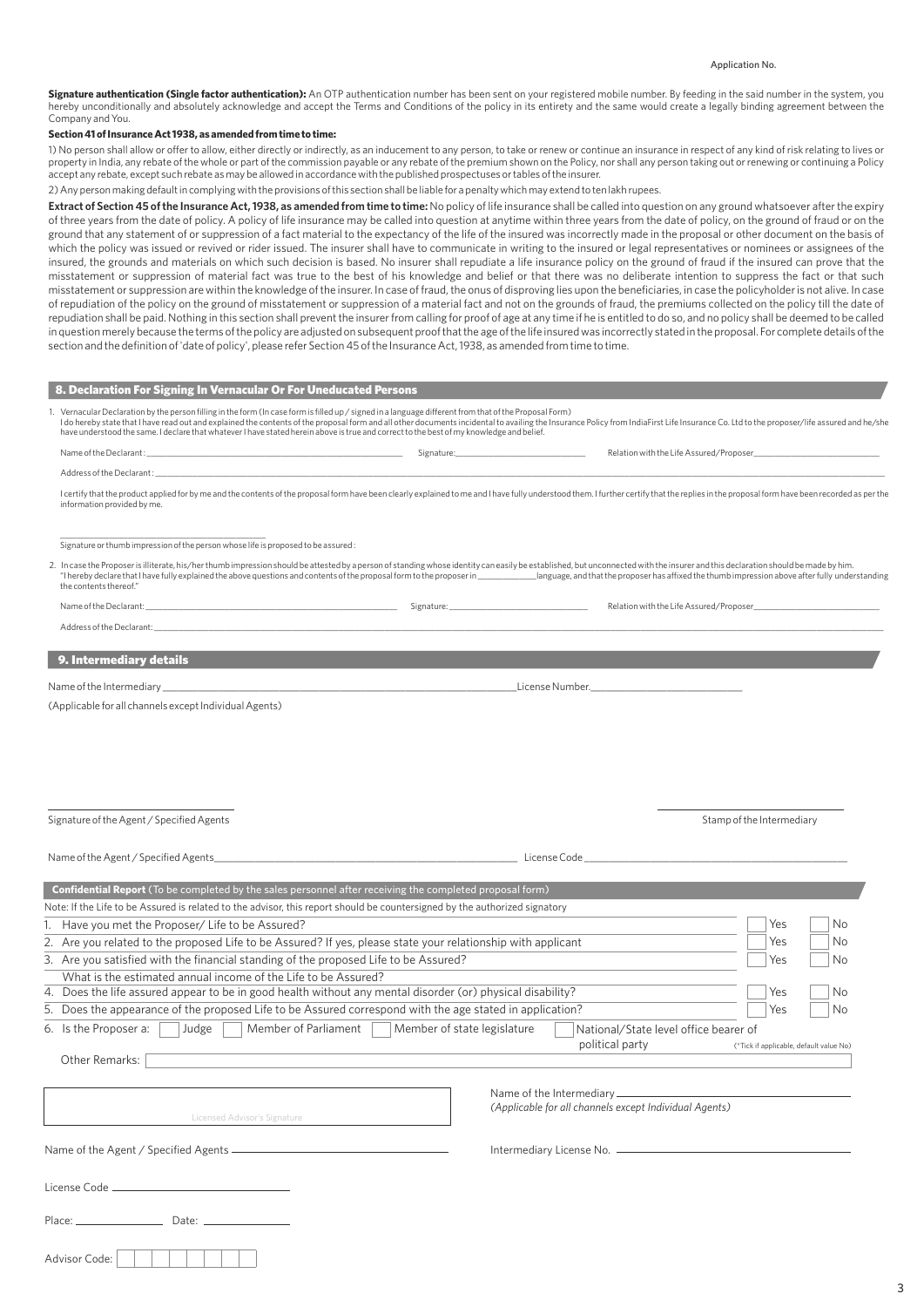Application No.

**Signature authentication (Single factor authentication):** An OTP authentication number has been sent on your registered mobile number. By feeding in the said number in the system, you hereby unconditionally and absolutely acknowledge and accept the Terms and Conditions of the policy in its entirety and the same would create a legally binding agreement between the Company and You.

**Section 41 of Insurance Act 1938, as amended from time to time:**

1) No person shall allow or offer to allow, either directly or indirectly, as an inducement to any person, to take or renew or continue an insurance in respect of any kind of risk relating to lives or property in India, any rebate of the whole or part of the commission payable or any rebate of the premium shown on the Policy, nor shall any person taking out or renewing or continuing a Policy accept any rebate, except such rebate as may be allowed in accordance with the published prospectuses or tables of the insurer.

2) Any person making default in complying with the provisions of this section shall be liable for a penalty which may extend to ten lakh rupees.

**Extract of Section 45 of the Insurance Act, 1938, as amended from time to time:** No policy of life insurance shall be called into question on any ground whatsoever after the expiry of three years from the date of policy. A policy of life insurance may be called into question at anytime within three years from the date of policy, on the ground of fraud or on the ground that any statement of or suppression of a fact material to the expectancy of the life of the insured was incorrectly made in the proposal or other document on the basis of which the policy was issued or revived or rider issued. The insurer shall have to communicate in writing to the insured or legal representatives or nominees or assignees of the insured, the grounds and materials on which such decision is based. No insurer shall repudiate a life insurance policy on the ground of fraud if the insured can prove that the misstatement or suppression of material fact was true to the best of his knowledge and belief or that there was no deliberate intention to suppress the fact or that such misstatement or suppression are within the knowledge of the insurer. In case of fraud, the onus of disproving lies upon the beneficiaries, in case the policyholder is not alive. In case of repudiation of the policy on the ground of misstatement or suppression of a material fact and not on the grounds of fraud, the premiums collected on the policy till the date of repudiation shall be paid. Nothing in this section shall prevent the insurer from calling for proof of age at any time if he is entitled to do so, and no policy shall be deemed to be called in question merely because the terms of the policy are adjusted on subsequent proof that the age of the life insured was incorrectly stated in the proposal. For complete details of the section and the definition of 'date of policy', please refer Section 45 of the Insurance Act, 1938, as amended from time to time.

## 8. Declaration For Signing In Vernacular Or For Uneducated Persons

1. Vernacular Declaration by the person filling in the form (In case form is filled up / signed in a language different from that of the Proposal Form)
I do hereby state that I have read out and explained the contents of the proposal form and all other documents incidental to availing the Insurance Policy from IndiaFirst Life Insurance Co. Ltd to the proposer/life assured and he/she have understood the same. I declare that whatever I have stated herein above is true and correct to the best of my knowledge and belief.

Name of the Declarant : ______________________ Signature: ______________________ Relation with the Life Assured/Proposer ______________________

Address of the Declarant : ______________________

I certify that the product applied for by me and the contents of the proposal form have been clearly explained to me and I have fully understood them. I further certify that the replies in the proposal form have been recorded as per the information provided by me.

______________________
Signature or thumb impression of the person whose life is proposed to be assured :

2. In case the Proposer is illiterate, his/her thumb impression should be attested by a person of standing whose identity can easily be established, but unconnected with the insurer and this declaration should be made by him.
"I hereby declare that I have fully explained the above questions and contents of the proposal form to the proposer in ____________ language, and that the proposer has affixed the thumb impression above after fully understanding the contents thereof."

Name of the Declarant: ______________________ Signature: ______________________ Relation with the Life Assured/Proposer ______________________

Address of the Declarant: ______________________

## 9. Intermediary details

Name of the Intermediary ______________________ License Number. ______________________

(Applicable for all channels except Individual Agents)

______________________
Signature of the Agent / Specified Agents

______________________
Stamp of the Intermediary

Name of the Agent / Specified Agents ______________________ License Code ______________________

**Confidential Report** (To be completed by the sales personnel after receiving the completed proposal form)

Note: If the Life to be Assured is related to the advisor, this report should be countersigned by the authorized signatory

| | | |
|---|---|---|
| 1. Have you met the Proposer/ Life to be Assured? | ☐ Yes | ☐ No |
| 2. Are you related to the proposed Life to be Assured? If yes, please state your relationship with applicant | ☐ Yes | ☐ No |
| 3. Are you satisfied with the financial standing of the proposed Life to be Assured? | ☐ Yes | ☐ No |
| What is the estimated annual income of the Life to be Assured? | | |
| 4. Does the life assured appear to be in good health without any mental disorder (or) physical disability? | ☐ Yes | ☐ No |
| 5. Does the appearance of the proposed Life to be Assured correspond with the age stated in application? | ☐ Yes | ☐ No |

6. Is the Proposer a: ☐ Judge ☐ Member of Parliament ☐ Member of state legislature ☐ National/State level office bearer of political party (*Tick if applicable, default value No)

Other Remarks: ______________________

Licensed Advisor's Signature

Name of the Intermediary ______________________
*(Applicable for all channels except Individual Agents)*

Name of the Agent / Specified Agents ______________________

Intermediary License No. ______________________

License Code ______________________

Place: ____________ Date: ____________

Advisor Code: ☐☐☐☐☐☐☐☐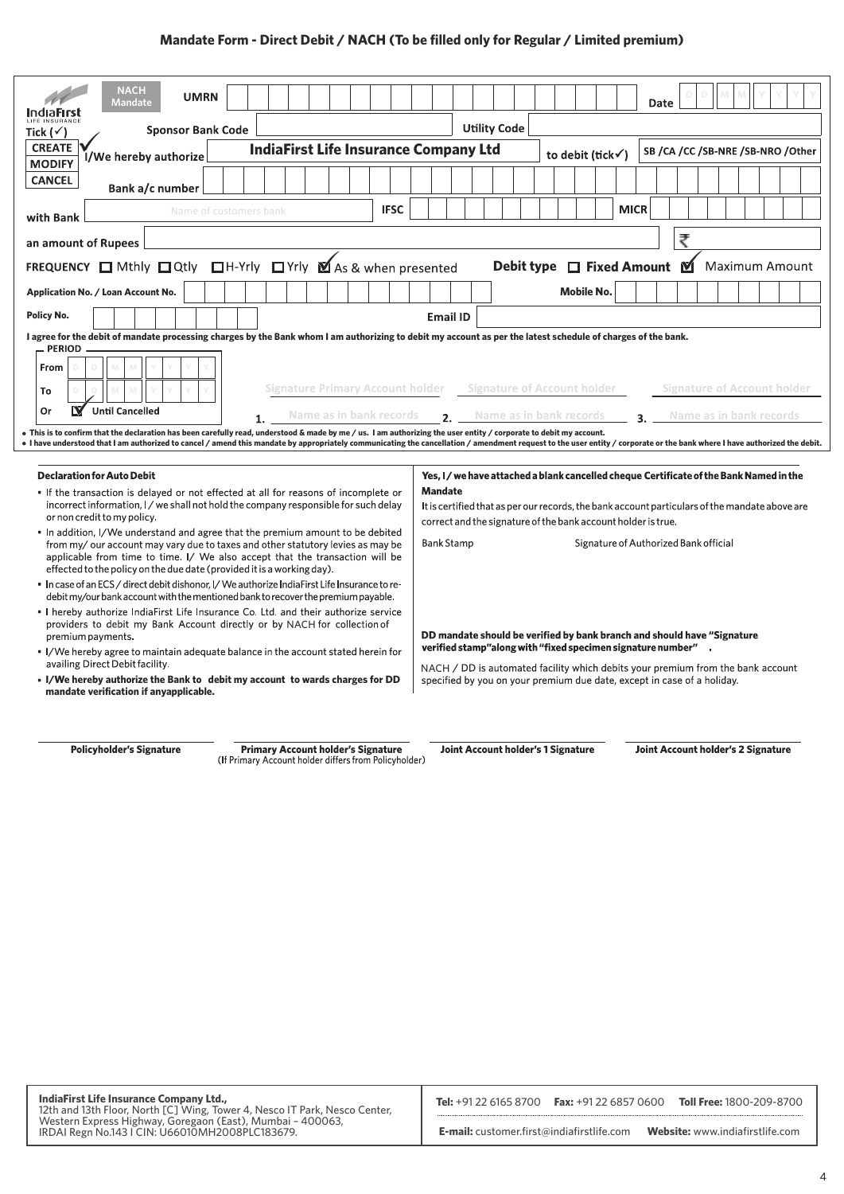## Mandate Form - Direct Debit / NACH (To be filled only for Regular / Limited premium)

IndiaFirst LIFE INSURANCE | NACH Mandate | UMRN | | Date D D M M Y Y Y Y

Tick (✓) ✓ | Sponsor Bank Code | | Utility Code |

CREATE / MODIFY / CANCEL

I/We hereby authorize **IndiaFirst Life Insurance Company Ltd** to debit (tick✓) SB /CA /CC /SB-NRE /SB-NRO /Other

Bank a/c number

with Bank ______ Name of customers bank ______ IFSC ______ MICR ______

an amount of Rupees ______ ₹ ______

FREQUENCY ☐ Mthly ☐ Qtly ☐ H-Yrly ☐ Yrly ☑ As & when presented

Debit type ☐ Fixed Amount ☑ Maximum Amount

Application No. / Loan Account No. ______ Mobile No. ______

Policy No. ______ Email ID ______

I agree for the debit of mandate processing charges by the Bank whom I am authorizing to debit my account as per the latest schedule of charges of the bank.

PERIOD

From D D M M Y Y Y Y

To D D M M Y Y Y Y

Or ☑ Until Cancelled

Signature Primary Account holder | Signature of Account holder | Signature of Account holder

1. Name as in bank records 2. Name as in bank records 3. Name as in bank records

- This is to confirm that the declaration has been carefully read, understood & made by me / us. I am authorizing the user entity / corporate to debit my account.
- I have understood that I am authorized to cancel / amend this mandate by appropriately communicating the cancellation / amendment request to the user entity / corporate or the bank where I have authorized the debit.

### Declaration for Auto Debit

- If the transaction is delayed or not effected at all for reasons of incomplete or incorrect information, I / we shall not hold the company responsible for such delay or non credit to my policy.
- In addition, I/We understand and agree that the premium amount to be debited from my/ our account may vary due to taxes and other statutory levies as may be applicable from time to time. I/ We also accept that the transaction will be effected to the policy on the due date (provided it is a working day).
- In case of an ECS / direct debit dishonor, I/ We authorize IndiaFirst Life Insurance to re-debit my/our bank account with the mentioned bank to recover the premium payable.
- I hereby authorize IndiaFirst Life Insurance Co. Ltd. and their authorize service providers to debit my Bank Account directly or by NACH for collection of premium payments.
- I/We hereby agree to maintain adequate balance in the account stated herein for availing Direct Debit facility.
- **I/We hereby authorize the Bank to debit my account to wards charges for DD mandate verification if anyapplicable.**

**Yes, I / we have attached a blank cancelled cheque Certificate of the Bank Named in the Mandate**

It is certified that as per our records, the bank account particulars of the mandate above are correct and the signature of the bank account holder is true.

Bank Stamp | Signature of Authorized Bank official

**DD mandate should be verified by bank branch and should have "Signature verified stamp"along with "fixed specimen signature number" .**

NACH / DD is automated facility which debits your premium from the bank account specified by you on your premium due date, except in case of a holiday.

**Policyholder's Signature** | **Primary Account holder's Signature** (If Primary Account holder differs from Policyholder) | **Joint Account holder's 1 Signature** | **Joint Account holder's 2 Signature**

**IndiaFirst Life Insurance Company Ltd.,**
12th and 13th Floor, North [C] Wing, Tower 4, Nesco IT Park, Nesco Center, Western Express Highway, Goregaon (East), Mumbai – 400063,
IRDAI Regn No.143 I CIN: U66010MH2008PLC183679.

**Tel:** +91 22 6165 8700 **Fax:** +91 22 6857 0600 **Toll Free:** 1800-209-8700

**E-mail:** customer.first@indiafirstlife.com **Website:** www.indiafirstlife.com